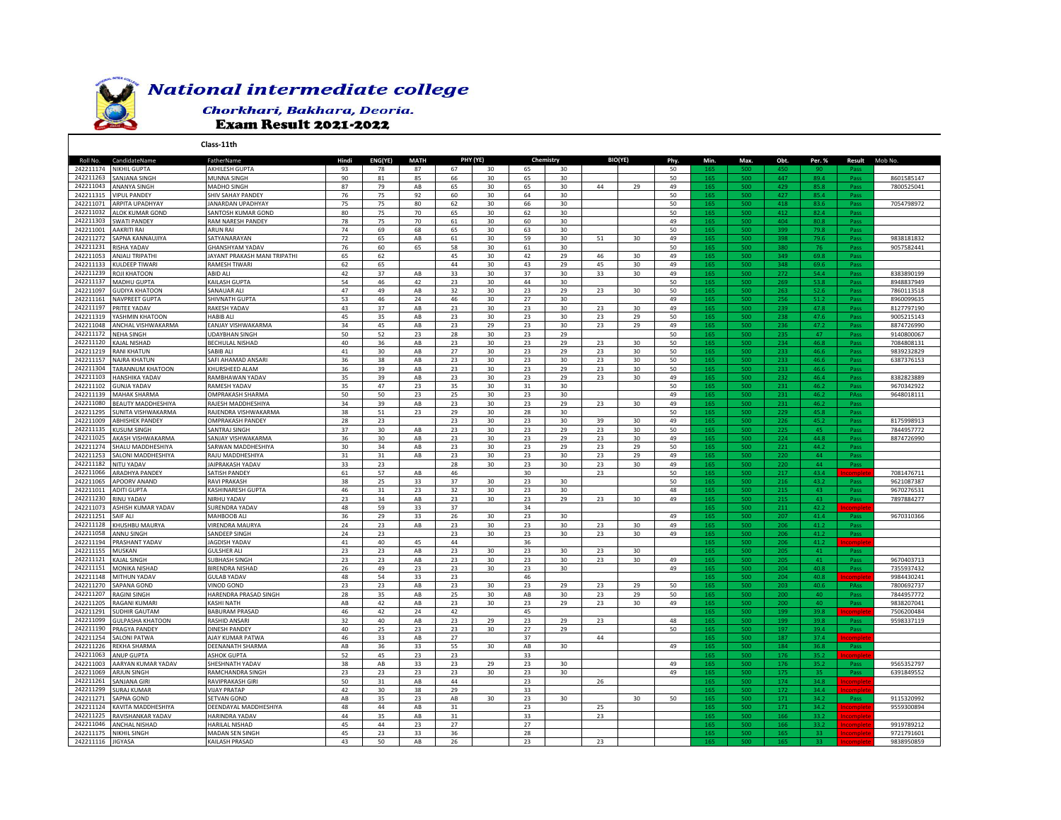# National intermediate college

### Chorkhari, Bakhara, Deoria.

## Exam Result 2021-2022

**Class-11th**

| Roll No. | CandidateName | FatherName | Hindi | ENG(YE) | MATH | PHY (YE) | | Chemistry | | BIO(YE) | | Phy. | Min. | Max. | Obt. | Per. % | Result | Mob No. |
|---|---|---|---|---|---|---|---|---|---|---|---|---|---|---|---|---|---|---|
| 242211174 | NIKHIL GUPTA | AKHILESH GUPTA | 93 | 78 | 87 | 67 | 30 | 65 | 30 | | | 50 | 165 | 500 | 450 | 90 | Pass | |
| 242211263 | SANJANA SINGH | MUNNA SINGH | 90 | 81 | 85 | 66 | 30 | 65 | 30 | | | 50 | 165 | 500 | 447 | 89.4 | Pass | 8601585147 |
| 242211043 | ANANYA SINGH | MADHO SINGH | 87 | 79 | AB | 65 | 30 | 65 | 30 | 44 | 29 | 49 | 165 | 500 | 429 | 85.8 | Pass | 7800525041 |
| 242211315 | VIPUL PANDEY | SHIV SAHAY PANDEY | 76 | 75 | 92 | 60 | 30 | 64 | 30 | | | 50 | 165 | 500 | 427 | 85.4 | Pass | |
| 242211071 | ARPITA UPADHYAY | JANARDAN UPADHYAY | 75 | 75 | 80 | 62 | 30 | 66 | 30 | | | 50 | 165 | 500 | 418 | 83.6 | Pass | 7054798972 |
| 242211032 | ALOK KUMAR GOND | SANTOSH KUMAR GOND | 80 | 75 | 70 | 65 | 30 | 62 | 30 | | | 50 | 165 | 500 | 412 | 82.4 | Pass | |
| 242211303 | SWATI PANDEY | RAM NARESH PANDEY | 78 | 75 | 70 | 61 | 30 | 60 | 30 | | | 49 | 165 | 500 | 404 | 80.8 | Pass | |
| 242211001 | AAKRITI RAI | ARUN RAI | 74 | 69 | 68 | 65 | 30 | 63 | 30 | | | 50 | 165 | 500 | 399 | 79.8 | Pass | |
| 242211272 | SAPNA KANNAUJIYA | SATYANARAYAN | 72 | 65 | AB | 61 | 30 | 59 | 30 | 51 | 30 | 49 | 165 | 500 | 398 | 79.6 | Pass | 9838181832 |
| 242211231 | RISHA YADAV | GHANSHYAM YADAV | 76 | 60 | 65 | 58 | 30 | 61 | 30 | | | 50 | 165 | 500 | 380 | 76 | Pass | 9057582441 |
| 242211053 | ANJALI TRIPATHI | JAYANT PRAKASH MANI TRIPATHI | 65 | 62 | | 45 | 30 | 42 | 29 | 46 | 30 | 49 | 165 | 500 | 349 | 69.8 | Pass | |
| 242211133 | KULDEEP TIWARI | RAMESH TIWARI | 62 | 65 | | 44 | 30 | 43 | 29 | 45 | 30 | 49 | 165 | 500 | 348 | 69.6 | Pass | |
| 242211239 | ROJI KHATOON | ABID ALI | 42 | 37 | AB | 33 | 30 | 37 | 30 | 33 | 30 | 49 | 165 | 500 | 272 | 54.4 | Pass | 8383890199 |
| 242211137 | MADHU GUPTA | KAILASH GUPTA | 54 | 46 | 42 | 23 | 30 | 44 | 30 | | | 50 | 165 | 500 | 269 | 53.8 | Pass | 8948837949 |
| 242211097 | GUDIYA KHATOON | SANAUAR ALI | 47 | 49 | AB | 32 | 30 | 23 | 29 | 23 | 30 | 50 | 165 | 500 | 263 | 52.6 | Pass | 7860113518 |
| 242211161 | NAVPREET GUPTA | SHIVNATH GUPTA | 53 | 46 | 24 | 46 | 30 | 27 | 30 | | | 49 | 165 | 500 | 256 | 51.2 | Pass | 8960099635 |
| 242211197 | PRITEE YADAV | RAKESH YADAV | 43 | 37 | AB | 23 | 30 | 23 | 30 | 23 | 30 | 49 | 165 | 500 | 239 | 47.8 | Pass | 8127797190 |
| 242211319 | YASHMIN KHATOON | HABIB ALI | 45 | 35 | AB | 23 | 30 | 23 | 30 | 23 | 29 | 50 | 165 | 500 | 238 | 47.6 | Pass | 9005215143 |
| 242211048 | ANCHAL VISHWAKARMA | EANJAY VISHWAKARMA | 34 | 45 | AB | 23 | 29 | 23 | 30 | 23 | 29 | 49 | 165 | 500 | 236 | 47.2 | Pass | 8874726990 |
| 242211172 | NEHA SINGH | UDAYBHAN SINGH | 50 | 52 | 23 | 28 | 30 | 23 | 29 | | | 50 | 165 | 500 | 235 | 47 | Pass | 9140800067 |
| 242211120 | KAJAL NISHAD | BECHULAL NISHAD | 40 | 36 | AB | 23 | 30 | 23 | 29 | 23 | 30 | 50 | 165 | 500 | 234 | 46.8 | Pass | 7084808131 |
| 242211219 | RANI KHATUN | SABIB ALI | 41 | 30 | AB | 27 | 30 | 23 | 29 | 23 | 30 | 50 | 165 | 500 | 233 | 46.6 | Pass | 9839232829 |
| 242211157 | NAJRA KHATUN | SAFI AHAMAD ANSARI | 36 | 38 | AB | 23 | 30 | 23 | 30 | 23 | 30 | 50 | 165 | 500 | 233 | 46.6 | Pass | 6387376153 |
| 242211304 | TARANNUM KHATOON | KHURSHEED ALAM | 36 | 39 | AB | 23 | 30 | 23 | 29 | 23 | 30 | 50 | 165 | 500 | 233 | 46.6 | Pass | |
| 242211103 | HANSHIKA YADAV | RAMBHAWAN YADAV | 35 | 39 | AB | 23 | 30 | 23 | 29 | 23 | 30 | 49 | 165 | 500 | 232 | 46.4 | Pass | 8382823889 |
| 242211102 | GUNJA YADAV | RAMESH YADAV | 35 | 47 | 23 | 35 | 30 | 31 | 30 | | | 50 | 165 | 500 | 231 | 46.2 | Pass | 9670342922 |
| 242211139 | MAHAK SHARMA | OMPRAKASH SHARMA | 50 | 50 | 23 | 25 | 30 | 23 | 30 | | | 49 | 165 | 500 | 231 | 46.2 | PAss | 9648018111 |
| 242211080 | BEAUTY MADDHESHIYA | RAJESH MADDHESHIYA | 34 | 39 | AB | 23 | 30 | 23 | 29 | 23 | 30 | 49 | 165 | 500 | 231 | 46.2 | Pass | |
| 242211295 | SUNITA VISHWAKARMA | RAJENDRA VISHWAKARMA | 38 | 51 | 23 | 29 | 30 | 28 | 30 | | | 50 | 165 | 500 | 229 | 45.8 | Pass | |
| 242211009 | ABHISHEK PANDEY | OMPRAKASH PANDEY | 28 | 23 | | 23 | 30 | 23 | 30 | 39 | 30 | 49 | 165 | 500 | 226 | 45.2 | Pass | 8175998913 |
| 242211135 | KUSUM SINGH | SANTRAJ SINGH | 37 | 30 | AB | 23 | 30 | 23 | 29 | 23 | 30 | 50 | 165 | 500 | 225 | 45 | Pass | 7844957772 |
| 242211025 | AKASH VISHWAKARMA | SANJAY VISHWAKARMA | 36 | 30 | AB | 23 | 30 | 23 | 29 | 23 | 30 | 49 | 165 | 500 | 224 | 44.8 | Pass | 8874726990 |
| 242211274 | SHALU MADDHESHIYA | SARWAN MADDHESHIYA | 30 | 34 | AB | 23 | 30 | 23 | 29 | 23 | 29 | 50 | 165 | 500 | 221 | 44.2 | Pass | |
| 242211253 | SALONI MADDHESHIYA | RAJU MADDHESHIYA | 31 | 31 | AB | 23 | 30 | 23 | 30 | 23 | 29 | 49 | 165 | 500 | 220 | 44 | Pass | |
| 242211182 | NITU YADAV | JAIPRAKASH YADAV | 33 | 23 | | 28 | 30 | 23 | 30 | 23 | 30 | 49 | 165 | 500 | 220 | 44 | Pass | |
| 242211066 | ARADHYA PANDEY | SATISH PANDEY | 61 | 57 | AB | 46 | | 30 | | 23 | | 50 | 165 | 500 | 217 | 43.4 | Incomplete | 7081476711 |
| 242211065 | APOORV ANAND | RAVI PRAKASH | 38 | 25 | 33 | 37 | 30 | 23 | 30 | | | 50 | 165 | 500 | 216 | 43.2 | Pass | 9621087387 |
| 242211011 | ADITI GUPTA | KASHINARESH GUPTA | 46 | 31 | 23 | 32 | 30 | 23 | 30 | | | 48 | 165 | 500 | 215 | 43 | Pass | 9670276531 |
| 242211230 | RINU YADAV | NIRHU YADAV | 23 | 34 | AB | 23 | 30 | 23 | 29 | 23 | 30 | 49 | 165 | 500 | 215 | 43 | Pass | 7897884277 |
| 242211073 | ASHISH KUMAR YADAV | SURENDRA YADAV | 48 | 59 | 33 | 37 | | 34 | | | | | 165 | 500 | 211 | 42.2 | Incomplete | |
| 242211251 | SAIF ALI | MAHBOOB ALI | 36 | 29 | 33 | 26 | 30 | 23 | 30 | | | 49 | 165 | 500 | 207 | 41.4 | Pass | 9670310366 |
| 242211128 | KHUSHBU MAURYA | VIRENDRA MAURYA | 24 | 23 | AB | 23 | 30 | 23 | 30 | 23 | 30 | 49 | 165 | 500 | 206 | 41.2 | Pass | |
| 242211058 | ANNU SINGH | SANDEEP SINGH | 24 | 23 | | 23 | 30 | 23 | 30 | 23 | 30 | 49 | 165 | 500 | 206 | 41.2 | Pass | |
| 242211194 | PRASHANT YADAV | JAGDISH YADAV | 41 | 40 | 45 | 44 | | 36 | | | | | 165 | 500 | 206 | 41.2 | Incomplete | |
| 242211155 | MUSKAN | GULSHER ALI | 23 | 23 | AB | 23 | 30 | 23 | 30 | 23 | 30 | | 165 | 500 | 205 | 41 | Pass | |
| 242211121 | KAJAL SINGH | SUBHASH SINGH | 23 | 23 | AB | 23 | 30 | 23 | 30 | 23 | 30 | 49 | 165 | 500 | 205 | 41 | Pass | 9670403713 |
| 242211151 | MONIKA NISHAD | BIRENDRA NISHAD | 26 | 49 | 23 | 23 | 30 | 23 | 30 | | | 49 | 165 | 500 | 204 | 40.8 | Pass | 7355937432 |
| 242211148 | MITHUN YADAV | GULAB YADAV | 48 | 54 | 33 | 23 | | 46 | | | | | 165 | 500 | 204 | 40.8 | Incomplete | 9984430241 |
| 242211270 | SAPANA GOND | VINOD GOND | 23 | 23 | AB | 23 | 30 | 23 | 29 | 23 | 29 | 50 | 165 | 500 | 203 | 40.6 | PAss | 7800692737 |
| 242211207 | RAGINI SINGH | HARENDRA PRASAD SINGH | 28 | 35 | AB | 25 | 30 | AB | 30 | 23 | 29 | 50 | 165 | 500 | 200 | 40 | Pass | 7844957772 |
| 242211205 | RAGANI KUMARI | KASHI NATH | AB | 42 | AB | 23 | 30 | 23 | 29 | 23 | 30 | 49 | 165 | 500 | 200 | 40 | Pass | 9838207041 |
| 242211291 | SUDHIR GAUTAM | BABURAM PRASAD | 46 | 42 | 24 | 42 | | 45 | | | | | 165 | 500 | 199 | 39.8 | Incomplete | 7506200484 |
| 242211099 | GULPASHA KHATOON | RASHID ANSARI | 32 | 40 | AB | 23 | 29 | 23 | 29 | 23 | | 48 | 165 | 500 | 199 | 39.8 | Pass | 9598337119 |
| 242211190 | PRAGYA PANDEY | DINESH PANDEY | 40 | 25 | 23 | 23 | 30 | 27 | 29 | | | 50 | 165 | 500 | 197 | 39.4 | Pass | |
| 242211254 | SALONI PATWA | AJAY KUMAR PATWA | 46 | 33 | AB | 27 | | 37 | | 44 | | | 165 | 500 | 187 | 37.4 | Incomplete | |
| 242211226 | REKHA SHARMA | DEENANATH SHARMA | AB | 36 | 33 | 55 | 30 | AB | 30 | | | 49 | 165 | 500 | 184 | 36.8 | Pass | |
| 242211063 | ANUP GUPTA | ASHOK GUPTA | 52 | 45 | 23 | 23 | | 33 | | | | | 165 | 500 | 176 | 35.2 | Incomplete | |
| 242211003 | AARYAN KUMAR YADAV | SHESHNATH YADAV | 38 | AB | 33 | 23 | 29 | 23 | 30 | | | 49 | 165 | 500 | 176 | 35.2 | Pass | 9565352797 |
| 242211069 | ARJUN SINGH | RAMCHANDRA SINGH | 23 | 23 | 23 | 23 | 30 | 23 | 30 | | | 49 | 165 | 500 | 175 | 35 | Pass | 6391849552 |
| 242211261 | SANJANA GIRI | RAVIPRAKASH GIRI | 50 | 31 | AB | 44 | | 23 | | 26 | | | 165 | 500 | 174 | 34.8 | Incomplete | |
| 242211299 | SURAJ KUMAR | VIJAY PRATAP | 42 | 30 | 38 | 29 | | 33 | | | | | 165 | 500 | 172 | 34.4 | Incomplete | |
| 242211271 | SAPNA GOND | SETVAN GOND | AB | 35 | 23 | AB | 30 | 23 | 30 | | 30 | 50 | 165 | 500 | 171 | 34.2 | Pass | 9115320992 |
| 242211124 | KAVITA MADDHESHIYA | DEENDAYAL MADDHESHIYA | 48 | 44 | AB | 31 | | 23 | | 25 | | | 165 | 500 | 171 | 34.2 | Incomplete | 9559300894 |
| 242211225 | RAVISHANKAR YADAV | HARINDRA YADAV | 44 | 35 | AB | 31 | | 33 | | 23 | | | 165 | 500 | 166 | 33.2 | Incomplete | |
| 242211046 | ANCHAL NISHAD | HARILAL NISHAD | 45 | 44 | 23 | 27 | | 27 | | | | | 165 | 500 | 166 | 33.2 | Incomplete | 9919789212 |
| 242211175 | NIKHIL SINGH | MADAN SEN SINGH | 45 | 23 | 33 | 36 | | 28 | | | | | 165 | 500 | 165 | 33 | Incomplete | 9721791601 |
| 242211116 | JIGYASA | KAILASH PRASAD | 43 | 50 | AB | 26 | | 23 | | 23 | | | 165 | 500 | 165 | 33 | Incomplete | 9838950859 |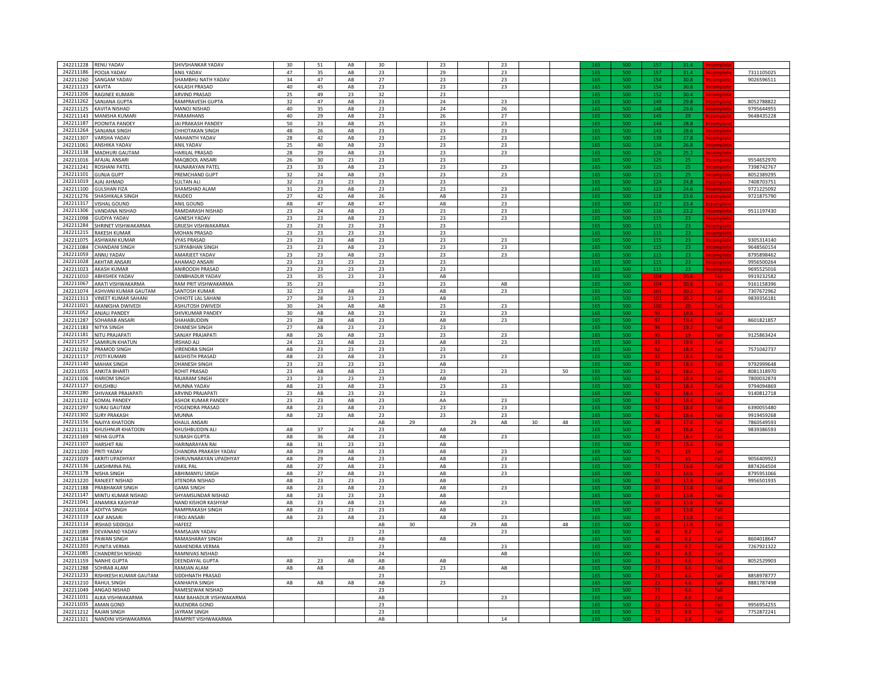| | | | | | | | | | | | | | | | | | | |
|---|---|---|---|---|---|---|---|---|---|---|---|---|---|---|---|---|---|---|
| 242211228 | RENU YADAV | SHIVSHANKAR YADAV | 30 | 51 | AB | 30 | | 23 | | 23 | | | 165 | 500 | 157 | 31.4 | Incomplete | |
| 242211186 | POOJA YADAV | ANIL YADAV | 47 | 35 | AB | 23 | | 29 | | 23 | | | 165 | 500 | 157 | 31.4 | Incomplete | 7311105025 |
| 242211260 | SANGAM YADAV | SHAMBHU NATH YADAV | 34 | 47 | AB | 27 | | 23 | | 23 | | | 165 | 500 | 154 | 30.8 | Incomplete | 9026596511 |
| 242211123 | KAVITA | KAILASH PRASAD | 40 | 45 | AB | 23 | | 23 | | 23 | | | 165 | 500 | 154 | 30.8 | Incomplete | |
| 242211206 | RAGINEE KUMARI | ARVIND PRASAD | 25 | 49 | 23 | 32 | | 23 | | | | | 165 | 500 | 152 | 30.4 | Incomplete | |
| 242211262 | SANJANA GUPTA | RAMPRAVESH GUPTA | 32 | 47 | AB | 23 | | 24 | | 23 | | | 165 | 500 | 149 | 29.8 | Incomplete | 8052788822 |
| 242211125 | KAVITA NISHAD | MANOJ NISHAD | 40 | 35 | AB | 23 | | 24 | | 26 | | | 165 | 500 | 148 | 29.6 | Incomplete | 9795644955 |
| 242211143 | MANISHA KUMARI | PARAMHANS | 40 | 29 | AB | 23 | | 26 | | 27 | | | 165 | 500 | 145 | 29 | Incomplete | 9648435228 |
| 242211187 | POONITA PANDEY | JAI PRAKASH PANDEY | 50 | 23 | AB | 25 | | 23 | | 23 | | | 165 | 500 | 144 | 28.8 | Incomplete | |
| 242211264 | SANJANA SINGH | CHHOTAKAN SINGH | 48 | 26 | AB | 23 | | 23 | | 23 | | | 165 | 500 | 143 | 28.6 | Incomplete | |
| 242211307 | VARSHA YADAV | MAHANTH YADAV | 28 | 42 | AB | 23 | | 23 | | 23 | | | 165 | 500 | 139 | 27.8 | Incomplete | |
| 242211061 | ANSHIKA YADAV | ANIL YADAV | 25 | 40 | AB | 23 | | 23 | | 23 | | | 165 | 500 | 134 | 26.8 | Incomplete | |
| 242211138 | MADHURI GAUTAM | HARILAL PRASAD | 28 | 29 | AB | 23 | | 23 | | 23 | | | 165 | 500 | 126 | 25.2 | Incomplete | |
| 242211016 | AFAJAL ANSARI | MAQBOOL ANSARI | 26 | 30 | 23 | 23 | | 23 | | | | | 165 | 500 | 125 | 25 | Incomplete | 9554652970 |
| 242211241 | ROSHANI PATEL | RAJNARAYAN PATEL | 23 | 33 | AB | 23 | | 23 | | 23 | | | 165 | 500 | 125 | 25 | Incomplete | 7398742767 |
| 242211101 | GUNJA GUPT | PREMCHAND GUPT | 32 | 24 | AB | 23 | | 23 | | 23 | | | 165 | 500 | 125 | 25 | Incomplete | 8052389295 |
| 242211019 | AJAJ AHMAD | SULTAN ALI | 32 | 23 | 23 | 23 | | 23 | | | | | 165 | 500 | 124 | 24.8 | Incomplete | 7408703751 |
| 242211100 | GULSHAN FIZA | SHAMSHAD ALAM | 31 | 23 | AB | 23 | | 23 | | 23 | | | 165 | 500 | 123 | 24.6 | Incomplete | 9721225092 |
| 242211276 | SHASHIKALA SINGH | RAJDEO | 27 | 42 | AB | 26 | | AB | | 23 | | | 165 | 500 | 118 | 23.6 | Incomplete | 9721875790 |
| 242211317 | VISHAL GOUND | ANIL GOUND | AB | 47 | AB | 47 | | AB | | 23 | | | 165 | 500 | 117 | 23.4 | Incomplete | |
| 242211306 | VANDANA NISHAD | RAMDARASH NISHAD | 23 | 24 | AB | 23 | | 23 | | 23 | | | 165 | 500 | 116 | 23.2 | Incomplete | 9511197430 |
| 242211098 | GUDIYA YADAV | GANESH YADAV | 23 | 23 | AB | 23 | | 23 | | 23 | | | 165 | 500 | 115 | 23 | Incomplete | |
| 242211284 | SHRINET VISHWAKARMA | GRIJESH VISHWAKARMA | 23 | 23 | 23 | 23 | | 23 | | | | | 165 | 500 | 115 | 23 | Incomplete | |
| 242211215 | RAKESH KUMAR | MOHAN PRASAD | 23 | 23 | 23 | 23 | | 23 | | | | | 165 | 500 | 115 | 23 | Incomplete | |
| 242211075 | ASHWANI KUMAR | VYAS PRASAD | 23 | 23 | AB | 23 | | 23 | | 23 | | | 165 | 500 | 115 | 23 | Incomplete | 9305314140 |
| 242211084 | CHANDANI SINGH | SURYABHAN SINGH | 23 | 23 | AB | 23 | | 23 | | 23 | | | 165 | 500 | 115 | 23 | Incomplete | 9648560154 |
| 242211059 | ANNU YADAV | AMARJEET YADAV | 23 | 23 | AB | 23 | | 23 | | 23 | | | 165 | 500 | 115 | 23 | Incomplete | 8795898462 |
| 242211028 | AKHTAR ANSARI | AHAMAD ANSARI | 23 | 23 | 23 | 23 | | 23 | | | | | 165 | 500 | 115 | 23 | Incomplete | 9956500264 |
| 242211023 | AKASH KUMAR | ANIROODH PRASAD | 23 | 23 | 23 | 23 | | 23 | | | | | 165 | 500 | 115 | 23 | Incomplete | 9695525016 |
| 242211010 | ABHISHEK YADAV | DANBHADUR YADAV | 23 | 35 | 23 | 23 | | AB | | | | | 165 | 500 | 104 | 20.8 | Fail | 9919232582 |
| 242211067 | ARATI VISHWAKARMA | RAM PRIT VISHWAKARMA | 35 | 23 | | 23 | | 23 | | AB | | | 165 | 500 | 104 | 20.8 | Fail | 9161158396 |
| 242211074 | ASHVANI KUMAR GAUTAM | SANTOSH KUMAR | 32 | 23 | AB | 23 | | AB | | 23 | | | 165 | 500 | 101 | 20.2 | Fail | 7307672962 |
| 242211313 | VINEET KUMAR SAHANI | CHHOTE LAL SAHANI | 27 | 28 | 23 | 23 | | AB | | | | | 165 | 500 | 101 | 20.2 | Fail | 9839356181 |
| 242211021 | AKANKSHA DWIVEDI | ASHUTOSH DWIVEDI | 30 | 24 | AB | AB | | 23 | | 23 | | | 165 | 500 | 100 | 20 | Fail | |
| 242211052 | ANJALI PANDEY | SHIVKUMAR PANDEY | 30 | AB | AB | 23 | | 23 | | 23 | | | 165 | 500 | 99 | 19.8 | Fail | |
| 242211287 | SOHARAB ANSARI | SHAHABUDDIN | 23 | 28 | AB | 23 | | AB | | 23 | | | 165 | 500 | 97 | 19.4 | Fail | 8601821857 |
| 242211183 | NITYA SINGH | DHANESH SINGH | 27 | AB | 23 | 23 | | 23 | | | | | 165 | 500 | 96 | 19.2 | Fail | |
| 242211181 | NITU PRAJAPATI | SANJAY PRAJAPATI | AB | 26 | AB | 23 | | 23 | | 23 | | | 165 | 500 | 95 | 19 | Fail | 9125863424 |
| 242211257 | SAMIRUN KHATUN | IRSHAD ALI | 24 | 23 | AB | 23 | | AB | | 23 | | | 165 | 500 | 93 | 18.6 | Fail | |
| 242211192 | PRAMOD SINGH | VIRENDRA SINGH | AB | 23 | 23 | 23 | | 23 | | | | | 165 | 500 | 92 | 18.4 | Fail | 7571042737 |
| 242211117 | JYOTI KUMARI | BASHISTH PRASAD | AB | 23 | AB | 23 | | 23 | | 23 | | | 165 | 500 | 92 | 18.4 | Fail | |
| 242211140 | MAHAK SINGH | DHANESH SINGH | 23 | 23 | 23 | 23 | | AB | | | | | 165 | 500 | 92 | 18.4 | Fail | 9792999648 |
| 242211055 | ANKITA BHARTI | ROHIT PRASAD | 23 | AB | AB | 23 | | 23 | | 23 | | 50 | 165 | 500 | 92 | 18.4 | Fail | 8081318970 |
| 242211106 | HARIOM SINGH | RAJARAM SINGH | 23 | 23 | 23 | 23 | | AB | | | | | 165 | 500 | 92 | 18.4 | Fail | 7800032874 |
| 242211127 | KHUSHBU | MUNNA YADAV | AB | 23 | AB | 23 | | 23 | | 23 | | | 165 | 500 | 92 | 18.4 | Fail | 9794094869 |
| 242211280 | SHIVAKAR PRAJAPATI | ARVIND PRAJAPATI | 23 | AB | 23 | 23 | | 23 | | | | | 165 | 500 | 92 | 18.4 | Fail | 9140812718 |
| 242211132 | KOMAL PANDEY | ASHOK KUMAR PANDEY | 23 | 23 | AB | 23 | | AA | | 23 | | | 165 | 500 | 92 | 18.4 | Fail | |
| 242211297 | SURAJ GAUTAM | YOGENDRA PRASAD | AB | 23 | AB | 23 | | 23 | | 23 | | | 165 | 500 | 92 | 18.4 | Fail | 6390055480 |
| 242211302 | SURY PRAKASH | MUNNA | AB | 23 | AB | 23 | | 23 | | 23 | | | 165 | 500 | 92 | 18.4 | Fail | 9919459268 |
| 242211156 | NAJIYA KHATOON | KHALIL ANSARI | | | | AB | 29 | | 29 | AB | 30 | 48 | 165 | 500 | 88 | 17.6 | Fail | 7860549593 |
| 242211131 | KHUSHNUR KHATOON | KHUSHBUDDIN ALI | AB | 37 | 24 | 23 | | AB | | | | | 165 | 500 | 84 | 16.8 | Fail | 9839386593 |
| 242211169 | NEHA GUPTA | SUBASH GUPTA | AB | 36 | AB | 23 | | AB | | 23 | | | 165 | 500 | 82 | 16.4 | Fail | |
| 242211107 | HARSHIT RAI | HARINARAYAN RAI | AB | 31 | 23 | 23 | | AB | | | | | 165 | 500 | 77 | 15.4 | Fail | |
| 242211200 | PRITI YADAV | CHANDRA PRAKASH YADAV | AB | 29 | AB | 23 | | AB | | 23 | | | 165 | 500 | 75 | 15 | Fail | |
| 242211029 | AKRITI UPADHYAY | DHRUVNARAYAN UPADHYAY | AB | 29 | AB | 23 | | AB | | 23 | | | 165 | 500 | 75 | 15 | Fail | 9056409923 |
| 242211136 | LAKSHMINA PAL | VAKIL PAL | AB | 27 | AB | 23 | | AB | | 23 | | | 165 | 500 | 73 | 14.6 | Fail | 8874264504 |
| 242211178 | NISHA SINGH | ABHIMANYU SINGH | AB | 27 | AB | 23 | | AB | | 23 | | | 165 | 500 | 73 | 14.6 | Fail | 8795951066 |
| 242211220 | RANJEET NISHAD | JITENDRA NISHAD | AB | 23 | 23 | 23 | | AB | | | | | 165 | 500 | 69 | 13.8 | Fail | 9956501935 |
| 242211188 | PRABHAKAR SINGH | GAMA SINGH | AB | 23 | AB | 23 | | AB | | 23 | | | 165 | 500 | 69 | 13.8 | Fail | |
| 242211147 | MINTU KUMAR NISHAD | SHYAMSUNDAR NISHAD | AB | 23 | 23 | 23 | | AB | | | | | 165 | 500 | 69 | 13.8 | Fail | |
| 242211041 | ANAMIKA KASHYAP | NAND KISHOR KASHYAP | AB | 23 | AB | 23 | | AB | | 23 | | | 165 | 500 | 69 | 13.8 | Fail | |
| 242211014 | ADITYA SINGH | RAMPRAKASH SINGH | AB | 23 | 23 | 23 | | AB | | | | | 165 | 500 | 69 | 13.8 | Fail | |
| 242211119 | KAIF ANSARI | FIROJ ANSARI | AB | 23 | AB | 23 | | AB | | 23 | | | 165 | 500 | 69 | 13.8 | Fail | |
| 242211114 | IRSHAD SIDDIQUI | HAFEEZ | | | | AB | 30 | | 29 | AB | | 48 | 165 | 500 | 59 | 11.8 | Fail | |
| 242211089 | DEVANAND YADAV | RAMSAJAN YADAV | | | | 23 | | | | 23 | | | 165 | 500 | 46 | 9.2 | Fail | |
| 242211184 | PAWAN SINGH | RAMASHARAY SINGH | AB | 23 | 23 | AB | | AB | | | | | 165 | 500 | 46 | 9.2 | Fail | 8604018647 |
| 242211203 | PUNITA VERMA | MAHENDRA VERMA | | | | 23 | | | | 23 | | | 165 | 500 | 46 | 9.2 | Fail | 7267921322 |
| 242211085 | CHANDRESH NISHAD | RAMNIVAS NISHAD | | | | 24 | | | | AB | | | 165 | 500 | 24 | 4.8 | Fail | |
| 242211159 | NANHE GUPTA | DEENDAYAL GUPTA | AB | 23 | AB | AB | | AB | | | | | 165 | 500 | 23 | 4.6 | Fail | 8052529903 |
| 242211288 | SOHRAB ALAM | RAMJAN ALAM | AB | AB | | AB | | 23 | | AB | | | 165 | 500 | 23 | 4.6 | Fail | |
| 242211233 | RISHIKESH KUMAR GAUTAM | SIDDHNATH PRASAD | | | | 23 | | | | | | | 165 | 500 | 23 | 4.6 | Fail | 8858978777 |
| 242211210 | RAHUL SINGH | KANHAIYA SINGH | AB | AB | AB | AB | | 23 | | | | | 165 | 500 | 23 | 4.6 | Fail | 8881787498 |
| 242211049 | ANGAD NISHAD | RAMESEWAK NISHAD | | | | 23 | | | | | | | 165 | 500 | 23 | 4.6 | Fail | |
| 242211031 | ALKA VISHWAKARMA | RAM BAHADUR VISHWAKARMA | | | | AB | | | | 23 | | | 165 | 500 | 23 | 4.6 | Fail | |
| 242211035 | AMAN GOND | RAJENDRA GOND | | | | 23 | | | | | | | 165 | 500 | 23 | 4.6 | Fail | 9956954255 |
| 242211212 | RAJAN SINGH | JAYRAM SINGH | | | | 23 | | | | | | | 165 | 500 | 23 | 4.6 | Fail | 7752872241 |
| 242211321 | NANDINI VISHWAKARMA | RAMPRIT VISHWAKARMA | | | | AB | | | | 14 | | | 165 | 500 | 14 | 2.8 | Fail | |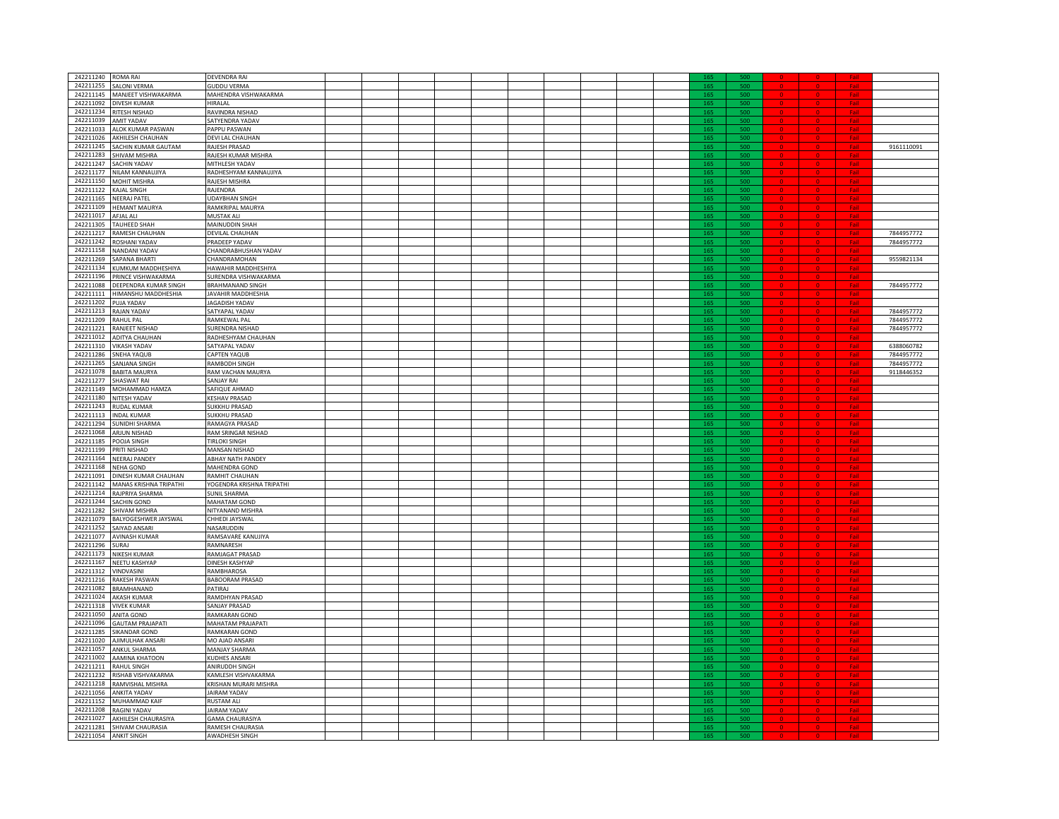| | | | | | | | | | | | | | | | | | |
|---|---|---|---|---|---|---|---|---|---|---|---|---|---|---|---|---|---|
| 242211240 | ROMA RAI | DEVENDRA RAI | | | | | | | | | | 165 | 500 | 0 | 0 | Fail | |
| 242211255 | SALONI VERMA | GUDDU VERMA | | | | | | | | | | 165 | 500 | 0 | 0 | Fail | |
| 242211145 | MANJEET VISHWAKARMA | MAHENDRA VISHWAKARMA | | | | | | | | | | 165 | 500 | 0 | 0 | Fail | |
| 242211092 | DIVESH KUMAR | HIRALAL | | | | | | | | | | 165 | 500 | 0 | 0 | Fail | |
| 242211234 | RITESH NISHAD | RAVINDRA NISHAD | | | | | | | | | | 165 | 500 | 0 | 0 | Fail | |
| 242211039 | AMIT YADAV | SATYENDRA YADAV | | | | | | | | | | 165 | 500 | 0 | 0 | Fail | |
| 242211033 | ALOK KUMAR PASWAN | PAPPU PASWAN | | | | | | | | | | 165 | 500 | 0 | 0 | Fail | |
| 242211026 | AKHILESH CHAUHAN | DEVI LAL CHAUHAN | | | | | | | | | | 165 | 500 | 0 | 0 | Fail | |
| 242211245 | SACHIN KUMAR GAUTAM | RAJESH PRASAD | | | | | | | | | | 165 | 500 | 0 | 0 | Fail | 9161110091 |
| 242211283 | SHIVAM MISHRA | RAJESH KUMAR MISHRA | | | | | | | | | | 165 | 500 | 0 | 0 | Fail | |
| 242211247 | SACHIN YADAV | MITHLESH YADAV | | | | | | | | | | 165 | 500 | 0 | 0 | Fail | |
| 242211177 | NILAM KANNAUJIYA | RADHESHYAM KANNAUJIYA | | | | | | | | | | 165 | 500 | 0 | 0 | Fail | |
| 242211150 | MOHIT MISHRA | RAJESH MISHRA | | | | | | | | | | 165 | 500 | 0 | 0 | Fail | |
| 242211122 | KAJAL SINGH | RAJENDRA | | | | | | | | | | 165 | 500 | 0 | 0 | Fail | |
| 242211165 | NEERAJ PATEL | UDAYBHAN SINGH | | | | | | | | | | 165 | 500 | 0 | 0 | Fail | |
| 242211109 | HEMANT MAURYA | RAMKRIPAL MAURYA | | | | | | | | | | 165 | 500 | 0 | 0 | Fail | |
| 242211017 | AFJAL ALI | MUSTAK ALI | | | | | | | | | | 165 | 500 | 0 | 0 | Fail | |
| 242211305 | TAUHEED SHAH | MAINUDDIN SHAH | | | | | | | | | | 165 | 500 | 0 | 0 | Fail | |
| 242211217 | RAMESH CHAUHAN | DEVILAL CHAUHAN | | | | | | | | | | 165 | 500 | 0 | 0 | Fail | 7844957772 |
| 242211242 | ROSHANI YADAV | PRADEEP YADAV | | | | | | | | | | 165 | 500 | 0 | 0 | Fail | 7844957772 |
| 242211158 | NANDANI YADAV | CHANDRABHUSHAN YADAV | | | | | | | | | | 165 | 500 | 0 | 0 | Fail | |
| 242211269 | SAPANA BHARTI | CHANDRAMOHAN | | | | | | | | | | 165 | 500 | 0 | 0 | Fail | 9559821134 |
| 242211134 | KUMKUM MADDHESHIYA | HAWAHIR MADDHESHIYA | | | | | | | | | | 165 | 500 | 0 | 0 | Fail | |
| 242211196 | PRINCE VISHWAKARMA | SURENDRA VISHWAKARMA | | | | | | | | | | 165 | 500 | 0 | 0 | Fail | |
| 242211088 | DEEPENDRA KUMAR SINGH | BRAHMANAND SINGH | | | | | | | | | | 165 | 500 | 0 | 0 | Fail | 7844957772 |
| 242211111 | HIMANSHU MADDHESHIA | JAVAHIR MADDHESHIA | | | | | | | | | | 165 | 500 | 0 | 0 | Fail | |
| 242211202 | PUJA YADAV | JAGADISH YADAV | | | | | | | | | | 165 | 500 | 0 | 0 | Fail | |
| 242211213 | RAJAN YADAV | SATYAPAL YADAV | | | | | | | | | | 165 | 500 | 0 | 0 | Fail | 7844957772 |
| 242211209 | RAHUL PAL | RAMKEWAL PAL | | | | | | | | | | 165 | 500 | 0 | 0 | Fail | 7844957772 |
| 242211221 | RANJEET NISHAD | SURENDRA NISHAD | | | | | | | | | | 165 | 500 | 0 | 0 | Fail | 7844957772 |
| 242211012 | ADITYA CHAUHAN | RADHESHYAM CHAUHAN | | | | | | | | | | 165 | 500 | 0 | 0 | Fail | |
| 242211310 | VIKASH YADAV | SATYAPAL YADAV | | | | | | | | | | 165 | 500 | 0 | 0 | Fail | 6388060782 |
| 242211286 | SNEHA YAQUB | CAPTEN YAQUB | | | | | | | | | | 165 | 500 | 0 | 0 | Fail | 7844957772 |
| 242211265 | SANJANA SINGH | RAMBODH SINGH | | | | | | | | | | 165 | 500 | 0 | 0 | Fail | 7844957772 |
| 242211078 | BABITA MAURYA | RAM VACHAN MAURYA | | | | | | | | | | 165 | 500 | 0 | 0 | Fail | 9118446352 |
| 242211277 | SHASWAT RAI | SANJAY RAI | | | | | | | | | | 165 | 500 | 0 | 0 | Fail | |
| 242211149 | MOHAMMAD HAMZA | SAFIQUE AHMAD | | | | | | | | | | 165 | 500 | 0 | 0 | Fail | |
| 242211180 | NITESH YADAV | KESHAV PRASAD | | | | | | | | | | 165 | 500 | 0 | 0 | Fail | |
| 242211243 | RUDAL KUMAR | SUKKHU PRASAD | | | | | | | | | | 165 | 500 | 0 | 0 | Fail | |
| 242211113 | INDAL KUMAR | SUKKHU PRASAD | | | | | | | | | | 165 | 500 | 0 | 0 | Fail | |
| 242211294 | SUNIDHI SHARMA | RAMAGYA PRASAD | | | | | | | | | | 165 | 500 | 0 | 0 | Fail | |
| 242211068 | ARJUN NISHAD | RAM SRINGAR NISHAD | | | | | | | | | | 165 | 500 | 0 | 0 | Fail | |
| 242211185 | POOJA SINGH | TIRLOKI SINGH | | | | | | | | | | 165 | 500 | 0 | 0 | Fail | |
| 242211199 | PRITI NISHAD | MANSAN NISHAD | | | | | | | | | | 165 | 500 | 0 | 0 | Fail | |
| 242211164 | NEERAJ PANDEY | ABHAY NATH PANDEY | | | | | | | | | | 165 | 500 | 0 | 0 | Fail | |
| 242211168 | NEHA GOND | MAHENDRA GOND | | | | | | | | | | 165 | 500 | 0 | 0 | Fail | |
| 242211091 | DINESH KUMAR CHAUHAN | RAMHIT CHAUHAN | | | | | | | | | | 165 | 500 | 0 | 0 | Fail | |
| 242211142 | MANAS KRISHNA TRIPATHI | YOGENDRA KRISHNA TRIPATHI | | | | | | | | | | 165 | 500 | 0 | 0 | Fail | |
| 242211214 | RAJPRIYA SHARMA | SUNIL SHARMA | | | | | | | | | | 165 | 500 | 0 | 0 | Fail | |
| 242211244 | SACHIN GOND | MAHATAM GOND | | | | | | | | | | 165 | 500 | 0 | 0 | Fail | |
| 242211282 | SHIVAM MISHRA | NITYANAND MISHRA | | | | | | | | | | 165 | 500 | 0 | 0 | Fail | |
| 242211079 | BALYOGESHWER JAYSWAL | CHHEDI JAYSWAL | | | | | | | | | | 165 | 500 | 0 | 0 | Fail | |
| 242211252 | SAIYAD ANSARI | NASARUDDIN | | | | | | | | | | 165 | 500 | 0 | 0 | Fail | |
| 242211077 | AVINASH KUMAR | RAMSAVARE KANUJIYA | | | | | | | | | | 165 | 500 | 0 | 0 | Fail | |
| 242211296 | SURAJ | RAMNARESH | | | | | | | | | | 165 | 500 | 0 | 0 | Fail | |
| 242211173 | NIKESH KUMAR | RAMJAGAT PRASAD | | | | | | | | | | 165 | 500 | 0 | 0 | Fail | |
| 242211167 | NEETU KASHYAP | DINESH KASHYAP | | | | | | | | | | 165 | 500 | 0 | 0 | Fail | |
| 242211312 | VINDVASINI | RAMBHAROSA | | | | | | | | | | 165 | 500 | 0 | 0 | Fail | |
| 242211216 | RAKESH PASWAN | BABOORAM PRASAD | | | | | | | | | | 165 | 500 | 0 | 0 | Fail | |
| 242211082 | BRAMHANAND | PATIRAJ | | | | | | | | | | 165 | 500 | 0 | 0 | Fail | |
| 242211024 | AKASH KUMAR | RAMDHYAN PRASAD | | | | | | | | | | 165 | 500 | 0 | 0 | Fail | |
| 242211318 | VIVEK KUMAR | SANJAY PRASAD | | | | | | | | | | 165 | 500 | 0 | 0 | Fail | |
| 242211050 | ANITA GOND | RAMKARAN GOND | | | | | | | | | | 165 | 500 | 0 | 0 | Fail | |
| 242211096 | GAUTAM PRAJAPATI | MAHATAM PRAJAPATI | | | | | | | | | | 165 | 500 | 0 | 0 | Fail | |
| 242211285 | SIKANDAR GOND | RAMKARAN GOND | | | | | | | | | | 165 | 500 | 0 | 0 | Fail | |
| 242211020 | AJIMULHAK ANSARI | MO AJAD ANSARI | | | | | | | | | | 165 | 500 | 0 | 0 | Fail | |
| 242211057 | ANKUL SHARMA | MANJAY SHARMA | | | | | | | | | | 165 | 500 | 0 | 0 | Fail | |
| 242211002 | AAMINA KHATOON | KUDHES ANSARI | | | | | | | | | | 165 | 500 | 0 | 0 | Fail | |
| 242211211 | RAHUL SINGH | ANIRUDDH SINGH | | | | | | | | | | 165 | 500 | 0 | 0 | Fail | |
| 242211232 | RISHAB VISHVAKARMA | KAMLESH VISHVAKARMA | | | | | | | | | | 165 | 500 | 0 | 0 | Fail | |
| 242211218 | RAMVISHAL MISHRA | KRISHAN MURARI MISHRA | | | | | | | | | | 165 | 500 | 0 | 0 | Fail | |
| 242211056 | ANKITA YADAV | JAIRAM YADAV | | | | | | | | | | 165 | 500 | 0 | 0 | Fail | |
| 242211152 | MUHAMMAD KAIF | RUSTAM ALI | | | | | | | | | | 165 | 500 | 0 | 0 | Fail | |
| 242211208 | RAGINI YADAV | JAIRAM YADAV | | | | | | | | | | 165 | 500 | 0 | 0 | Fail | |
| 242211027 | AKHILESH CHAURASIYA | GAMA CHAURASIYA | | | | | | | | | | 165 | 500 | 0 | 0 | Fail | |
| 242211281 | SHIVAM CHAURASIA | RAMESH CHAURASIA | | | | | | | | | | 165 | 500 | 0 | 0 | Fail | |
| 242211054 | ANKIT SINGH | AWADHESH SINGH | | | | | | | | | | 165 | 500 | 0 | 0 | Fail | |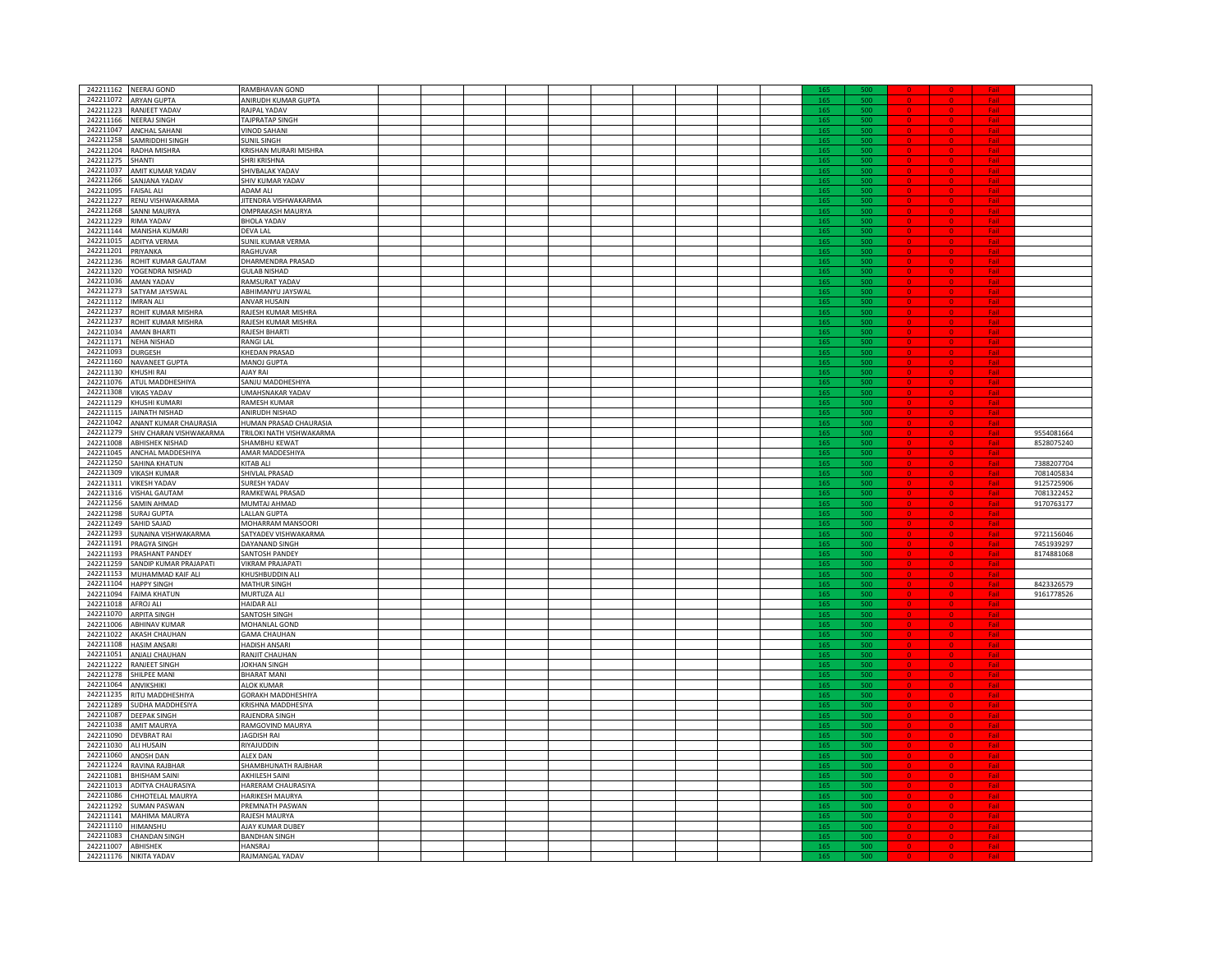| | | | | | | | | | | | | | | | | | |
|---|---|---|---|---|---|---|---|---|---|---|---|---|---|---|---|---|---|
| 242211162 | NEERAJ GOND | RAMBHAVAN GOND | | | | | | | | | | 165 | 500 | 0 | 0 | Fail | |
| 242211072 | ARYAN GUPTA | ANIRUDH KUMAR GUPTA | | | | | | | | | | 165 | 500 | 0 | 0 | Fail | |
| 242211223 | RANJEET YADAV | RAJPAL YADAV | | | | | | | | | | 165 | 500 | 0 | 0 | Fail | |
| 242211166 | NEERAJ SINGH | TAJPRATAP SINGH | | | | | | | | | | 165 | 500 | 0 | 0 | Fail | |
| 242211047 | ANCHAL SAHANI | VINOD SAHANI | | | | | | | | | | 165 | 500 | 0 | 0 | Fail | |
| 242211258 | SAMRIDDHI SINGH | SUNIL SINGH | | | | | | | | | | 165 | 500 | 0 | 0 | Fail | |
| 242211204 | RADHA MISHRA | KRISHAN MURARI MISHRA | | | | | | | | | | 165 | 500 | 0 | 0 | Fail | |
| 242211275 | SHANTI | SHRI KRISHNA | | | | | | | | | | 165 | 500 | 0 | 0 | Fail | |
| 242211037 | AMIT KUMAR YADAV | SHIVBALAK YADAV | | | | | | | | | | 165 | 500 | 0 | 0 | Fail | |
| 242211266 | SANJANA YADAV | SHIV KUMAR YADAV | | | | | | | | | | 165 | 500 | 0 | 0 | Fail | |
| 242211095 | FAISAL ALI | ADAM ALI | | | | | | | | | | 165 | 500 | 0 | 0 | Fail | |
| 242211227 | RENU VISHWAKARMA | JITENDRA VISHWAKARMA | | | | | | | | | | 165 | 500 | 0 | 0 | Fail | |
| 242211268 | SANNI MAURYA | OMPRAKASH MAURYA | | | | | | | | | | 165 | 500 | 0 | 0 | Fail | |
| 242211229 | RIMA YADAV | BHOLA YADAV | | | | | | | | | | 165 | 500 | 0 | 0 | Fail | |
| 242211144 | MANISHA KUMARI | DEVA LAL | | | | | | | | | | 165 | 500 | 0 | 0 | Fail | |
| 242211015 | ADITYA VERMA | SUNIL KUMAR VERMA | | | | | | | | | | 165 | 500 | 0 | 0 | Fail | |
| 242211201 | PRIYANKA | RAGHUVAR | | | | | | | | | | 165 | 500 | 0 | 0 | Fail | |
| 242211236 | ROHIT KUMAR GAUTAM | DHARMENDRA PRASAD | | | | | | | | | | 165 | 500 | 0 | 0 | Fail | |
| 242211320 | YOGENDRA NISHAD | GULAB NISHAD | | | | | | | | | | 165 | 500 | 0 | 0 | Fail | |
| 242211036 | AMAN YADAV | RAMSURAT YADAV | | | | | | | | | | 165 | 500 | 0 | 0 | Fail | |
| 242211273 | SATYAM JAYSWAL | ABHIMANYU JAYSWAL | | | | | | | | | | 165 | 500 | 0 | 0 | Fail | |
| 242211112 | IMRAN ALI | ANVAR HUSAIN | | | | | | | | | | 165 | 500 | 0 | 0 | Fail | |
| 242211237 | ROHIT KUMAR MISHRA | RAJESH KUMAR MISHRA | | | | | | | | | | 165 | 500 | 0 | 0 | Fail | |
| 242211237 | ROHIT KUMAR MISHRA | RAJESH KUMAR MISHRA | | | | | | | | | | 165 | 500 | 0 | 0 | Fail | |
| 242211034 | AMAN BHARTI | RAJESH BHARTI | | | | | | | | | | 165 | 500 | 0 | 0 | Fail | |
| 242211171 | NEHA NISHAD | RANGI LAL | | | | | | | | | | 165 | 500 | 0 | 0 | Fail | |
| 242211093 | DURGESH | KHEDAN PRASAD | | | | | | | | | | 165 | 500 | 0 | 0 | Fail | |
| 242211160 | NAVANEET GUPTA | MANOJ GUPTA | | | | | | | | | | 165 | 500 | 0 | 0 | Fail | |
| 242211130 | KHUSHI RAI | AJAY RAI | | | | | | | | | | 165 | 500 | 0 | 0 | Fail | |
| 242211076 | ATUL MADDHESHIYA | SANJU MADDHESHIYA | | | | | | | | | | 165 | 500 | 0 | 0 | Fail | |
| 242211308 | VIKAS YADAV | UMAHSNAKAR YADAV | | | | | | | | | | 165 | 500 | 0 | 0 | Fail | |
| 242211129 | KHUSHI KUMARI | RAMESH KUMAR | | | | | | | | | | 165 | 500 | 0 | 0 | Fail | |
| 242211115 | JAINATH NISHAD | ANIRUDH NISHAD | | | | | | | | | | 165 | 500 | 0 | 0 | Fail | |
| 242211042 | ANANT KUMAR CHAURASIA | HUMAN PRASAD CHAURASIA | | | | | | | | | | 165 | 500 | 0 | 0 | Fail | |
| 242211279 | SHIV CHARAN VISHWAKARMA | TRILOKI NATH VISHWAKARMA | | | | | | | | | | 165 | 500 | 0 | 0 | Fail | 9554081664 |
| 242211008 | ABHISHEK NISHAD | SHAMBHU KEWAT | | | | | | | | | | 165 | 500 | 0 | 0 | Fail | 8528075240 |
| 242211045 | ANCHAL MADDESHIYA | AMAR MADDESHIYA | | | | | | | | | | 165 | 500 | 0 | 0 | Fail | |
| 242211250 | SAHINA KHATUN | KITAB ALI | | | | | | | | | | 165 | 500 | 0 | 0 | Fail | 7388207704 |
| 242211309 | VIKASH KUMAR | SHIVLAL PRASAD | | | | | | | | | | 165 | 500 | 0 | 0 | Fail | 7081405834 |
| 242211311 | VIKESH YADAV | SURESH YADAV | | | | | | | | | | 165 | 500 | 0 | 0 | Fail | 9125725906 |
| 242211316 | VISHAL GAUTAM | RAMKEWAL PRASAD | | | | | | | | | | 165 | 500 | 0 | 0 | Fail | 7081322452 |
| 242211256 | SAMIN AHMAD | MUMTAJ AHMAD | | | | | | | | | | 165 | 500 | 0 | 0 | Fail | 9170763177 |
| 242211298 | SURAJ GUPTA | LALLAN GUPTA | | | | | | | | | | 165 | 500 | 0 | 0 | Fail | |
| 242211249 | SAHID SAJAD | MOHARRAM MANSOORI | | | | | | | | | | 165 | 500 | 0 | 0 | Fail | |
| 242211293 | SUNAINA VISHWAKARMA | SATYADEV VISHWAKARMA | | | | | | | | | | 165 | 500 | 0 | 0 | Fail | 9721156046 |
| 242211191 | PRAGYA SINGH | DAYANAND SINGH | | | | | | | | | | 165 | 500 | 0 | 0 | Fail | 7451939297 |
| 242211193 | PRASHANT PANDEY | SANTOSH PANDEY | | | | | | | | | | 165 | 500 | 0 | 0 | Fail | 8174881068 |
| 242211259 | SANDIP KUMAR PRAJAPATI | VIKRAM PRAJAPATI | | | | | | | | | | 165 | 500 | 0 | 0 | Fail | |
| 242211153 | MUHAMMAD KAIF ALI | KHUSHBUDDIN ALI | | | | | | | | | | 165 | 500 | 0 | 0 | Fail | |
| 242211104 | HAPPY SINGH | MATHUR SINGH | | | | | | | | | | 165 | 500 | 0 | 0 | Fail | 8423326579 |
| 242211094 | FAIMA KHATUN | MURTUZA ALI | | | | | | | | | | 165 | 500 | 0 | 0 | Fail | 9161778526 |
| 242211018 | AFROJ ALI | HAIDAR ALI | | | | | | | | | | 165 | 500 | 0 | 0 | Fail | |
| 242211070 | ARPITA SINGH | SANTOSH SINGH | | | | | | | | | | 165 | 500 | 0 | 0 | Fail | |
| 242211006 | ABHINAV KUMAR | MOHANLAL GOND | | | | | | | | | | 165 | 500 | 0 | 0 | Fail | |
| 242211022 | AKASH CHAUHAN | GAMA CHAUHAN | | | | | | | | | | 165 | 500 | 0 | 0 | Fail | |
| 242211108 | HASIM ANSARI | HADISH ANSARI | | | | | | | | | | 165 | 500 | 0 | 0 | Fail | |
| 242211051 | ANJALI CHAUHAN | RANJIT CHAUHAN | | | | | | | | | | 165 | 500 | 0 | 0 | Fail | |
| 242211222 | RANJEET SINGH | JOKHAN SINGH | | | | | | | | | | 165 | 500 | 0 | 0 | Fail | |
| 242211278 | SHILPEE MANI | BHARAT MANI | | | | | | | | | | 165 | 500 | 0 | 0 | Fail | |
| 242211064 | ANVIKSHIKI | ALOK KUMAR | | | | | | | | | | 165 | 500 | 0 | 0 | Fail | |
| 242211235 | RITU MADDHESHIYA | GORAKH MADDHESHIYA | | | | | | | | | | 165 | 500 | 0 | 0 | Fail | |
| 242211289 | SUDHA MADDHESIYA | KRISHNA MADDHESIYA | | | | | | | | | | 165 | 500 | 0 | 0 | Fail | |
| 242211087 | DEEPAK SINGH | RAJENDRA SINGH | | | | | | | | | | 165 | 500 | 0 | 0 | Fail | |
| 242211038 | AMIT MAURYA | RAMGOVIND MAURYA | | | | | | | | | | 165 | 500 | 0 | 0 | Fail | |
| 242211090 | DEVBRAT RAI | JAGDISH RAI | | | | | | | | | | 165 | 500 | 0 | 0 | Fail | |
| 242211030 | ALI HUSAIN | RIYAJUDDIN | | | | | | | | | | 165 | 500 | 0 | 0 | Fail | |
| 242211060 | ANOSH DAN | ALEX DAN | | | | | | | | | | 165 | 500 | 0 | 0 | Fail | |
| 242211224 | RAVINA RAJBHAR | SHAMBHUNATH RAJBHAR | | | | | | | | | | 165 | 500 | 0 | 0 | Fail | |
| 242211081 | BHISHAM SAINI | AKHILESH SAINI | | | | | | | | | | 165 | 500 | 0 | 0 | Fail | |
| 242211013 | ADITYA CHAURASIYA | HARERAM CHAURASIYA | | | | | | | | | | 165 | 500 | 0 | 0 | Fail | |
| 242211086 | CHHOTELAL MAURYA | HARIKESH MAURYA | | | | | | | | | | 165 | 500 | 0 | 0 | Fail | |
| 242211292 | SUMAN PASWAN | PREMNATH PASWAN | | | | | | | | | | 165 | 500 | 0 | 0 | Fail | |
| 242211141 | MAHIMA MAURYA | RAJESH MAURYA | | | | | | | | | | 165 | 500 | 0 | 0 | Fail | |
| 242211110 | HIMANSHU | AJAY KUMAR DUBEY | | | | | | | | | | 165 | 500 | 0 | 0 | Fail | |
| 242211083 | CHANDAN SINGH | BANDHAN SINGH | | | | | | | | | | 165 | 500 | 0 | 0 | Fail | |
| 242211007 | ABHISHEK | HANSRAJ | | | | | | | | | | 165 | 500 | 0 | 0 | Fail | |
| 242211176 | NIKITA YADAV | RAJMANGAL YADAV | | | | | | | | | | 165 | 500 | 0 | 0 | Fail | |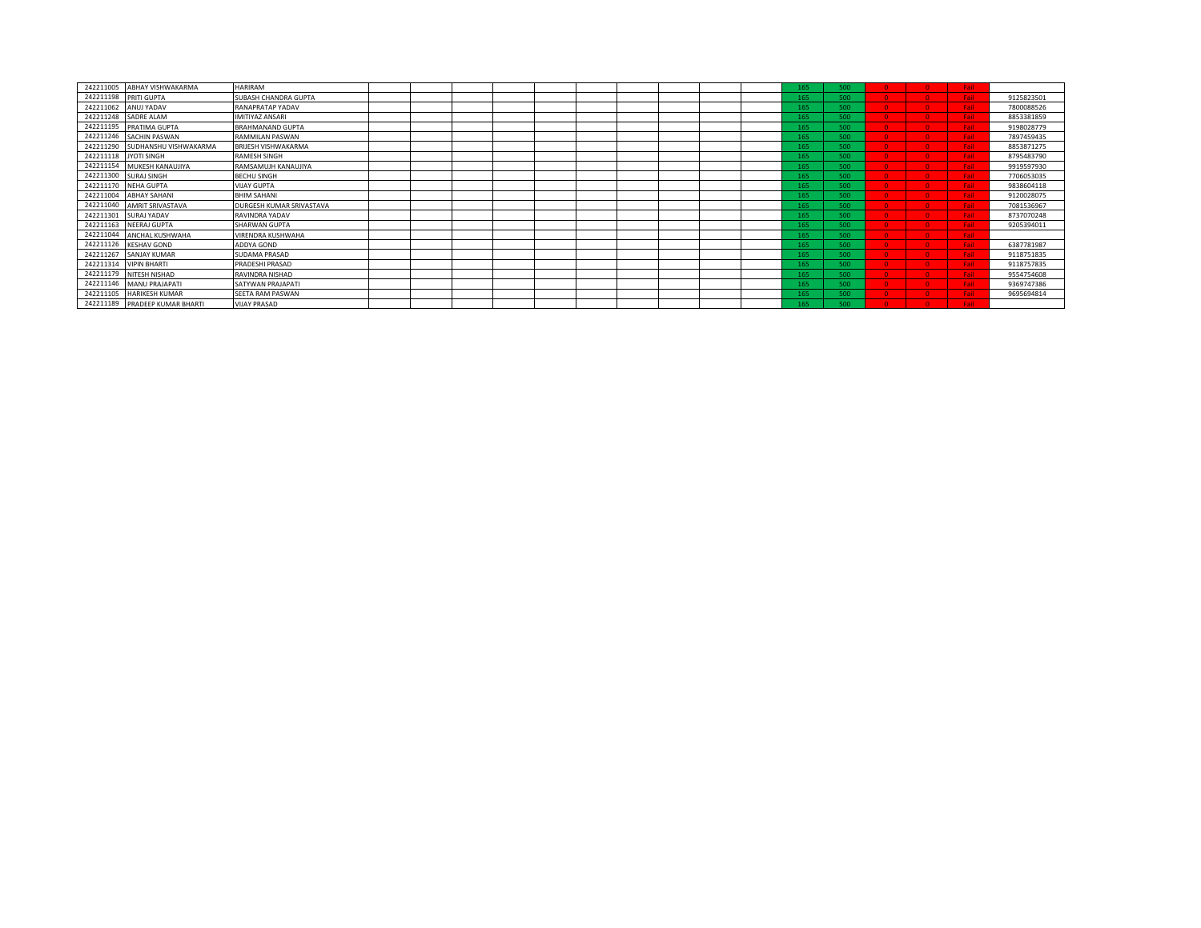| | | | | | | | | | | | | | | | | | | | |
|---|---|---|---|---|---|---|---|---|---|---|---|---|---|---|---|---|---|---|---|
| 242211005 | ABHAY VISHWAKARMA | HARIRAM | | | | | | | | | | | | 165 | 500 | 0 | 0 | Fail | |
| 242211198 | PRITI GUPTA | SUBASH CHANDRA GUPTA | | | | | | | | | | | | 165 | 500 | 0 | 0 | Fail | 9125823501 |
| 242211062 | ANUJ YADAV | RANAPRATAP YADAV | | | | | | | | | | | | 165 | 500 | 0 | 0 | Fail | 7800088526 |
| 242211248 | SADRE ALAM | IMITIYAZ ANSARI | | | | | | | | | | | | 165 | 500 | 0 | 0 | Fail | 8853381859 |
| 242211195 | PRATIMA GUPTA | BRAHMANAND GUPTA | | | | | | | | | | | | 165 | 500 | 0 | 0 | Fail | 9198028779 |
| 242211246 | SACHIN PASWAN | RAMMILAN PASWAN | | | | | | | | | | | | 165 | 500 | 0 | 0 | Fail | 7897459435 |
| 242211290 | SUDHANSHU VISHWAKARMA | BRIJESH VISHWAKARMA | | | | | | | | | | | | 165 | 500 | 0 | 0 | Fail | 8853871275 |
| 242211118 | JYOTI SINGH | RAMESH SINGH | | | | | | | | | | | | 165 | 500 | 0 | 0 | Fail | 8795483790 |
| 242211154 | MUKESH KANAUJIYA | RAMSAMUJH KANAUJIYA | | | | | | | | | | | | 165 | 500 | 0 | 0 | Fail | 9919597930 |
| 242211300 | SURAJ SINGH | BECHU SINGH | | | | | | | | | | | | 165 | 500 | 0 | 0 | Fail | 7706053035 |
| 242211170 | NEHA GUPTA | VIJAY GUPTA | | | | | | | | | | | | 165 | 500 | 0 | 0 | Fail | 9838604118 |
| 242211004 | ABHAY SAHANI | BHIM SAHANI | | | | | | | | | | | | 165 | 500 | 0 | 0 | Fail | 9120028075 |
| 242211040 | AMRIT SRIVASTAVA | DURGESH KUMAR SRIVASTAVA | | | | | | | | | | | | 165 | 500 | 0 | 0 | Fail | 7081536967 |
| 242211301 | SURAJ YADAV | RAVINDRA YADAV | | | | | | | | | | | | 165 | 500 | 0 | 0 | Fail | 8737070248 |
| 242211163 | NEERAJ GUPTA | SHARWAN GUPTA | | | | | | | | | | | | 165 | 500 | 0 | 0 | Fail | 9205394011 |
| 242211044 | ANCHAL KUSHWAHA | VIRENDRA KUSHWAHA | | | | | | | | | | | | 165 | 500 | 0 | 0 | Fail | |
| 242211126 | KESHAV GOND | ADDYA GOND | | | | | | | | | | | | 165 | 500 | 0 | 0 | Fail | 6387781987 |
| 242211267 | SANJAY KUMAR | SUDAMA PRASAD | | | | | | | | | | | | 165 | 500 | 0 | 0 | Fail | 9118751835 |
| 242211314 | VIPIN BHARTI | PRADESHI PRASAD | | | | | | | | | | | | 165 | 500 | 0 | 0 | Fail | 9118757835 |
| 242211179 | NITESH NISHAD | RAVINDRA NISHAD | | | | | | | | | | | | 165 | 500 | 0 | 0 | Fail | 9554754608 |
| 242211146 | MANU PRAJAPATI | SATYWAN PRAJAPATI | | | | | | | | | | | | 165 | 500 | 0 | 0 | Fail | 9369747386 |
| 242211105 | HARIKESH KUMAR | SEETA RAM PASWAN | | | | | | | | | | | | 165 | 500 | 0 | 0 | Fail | 9695694814 |
| 242211189 | PRADEEP KUMAR BHARTI | VIJAY PRASAD | | | | | | | | | | | | 165 | 500 | 0 | 0 | Fail | |